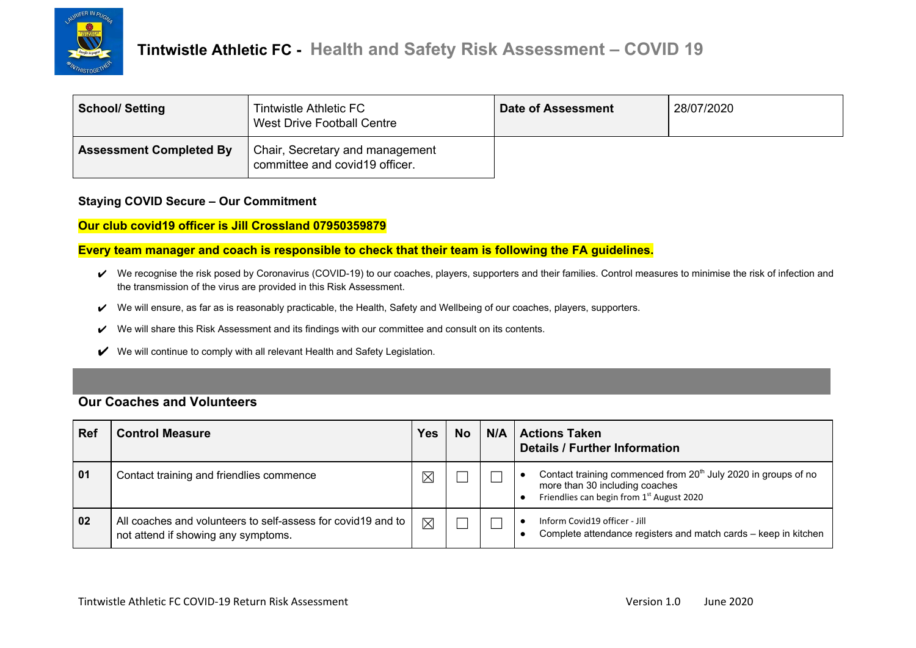# Tintwistle Athletic FC - Health and Safety Risk Assessment – COVID 19

| School/ Setting | Tintwistle Athletic FC<br>West Drive Football Centre | Date of Assessment | 28/07/2020 |
|---|---|---|---|
| Assessment Completed By | Chair, Secretary and management committee and covid19 officer. | | |

**Staying COVID Secure – Our Commitment**

**Our club covid19 officer is Jill Crossland 07950359879**

**Every team manager and coach is responsible to check that their team is following the FA guidelines.**

- ✔ We recognise the risk posed by Coronavirus (COVID-19) to our coaches, players, supporters and their families. Control measures to minimise the risk of infection and the transmission of the virus are provided in this Risk Assessment.
- ✔ We will ensure, as far as is reasonably practicable, the Health, Safety and Wellbeing of our coaches, players, supporters.
- ✔ We will share this Risk Assessment and its findings with our committee and consult on its contents.
- ✔ We will continue to comply with all relevant Health and Safety Legislation.

## Our Coaches and Volunteers

| Ref | Control Measure | Yes | No | N/A | Actions Taken<br>Details / Further Information |
|---|---|---|---|---|---|
| 01 | Contact training and friendlies commence | ☒ | ☐ | ☐ | • Contact training commenced from 20th July 2020 in groups of no more than 30 including coaches<br>• Friendlies can begin from 1st August 2020 |
| 02 | All coaches and volunteers to self-assess for covid19 and to not attend if showing any symptoms. | ☒ | ☐ | ☐ | • Inform Covid19 officer - Jill<br>• Complete attendance registers and match cards – keep in kitchen |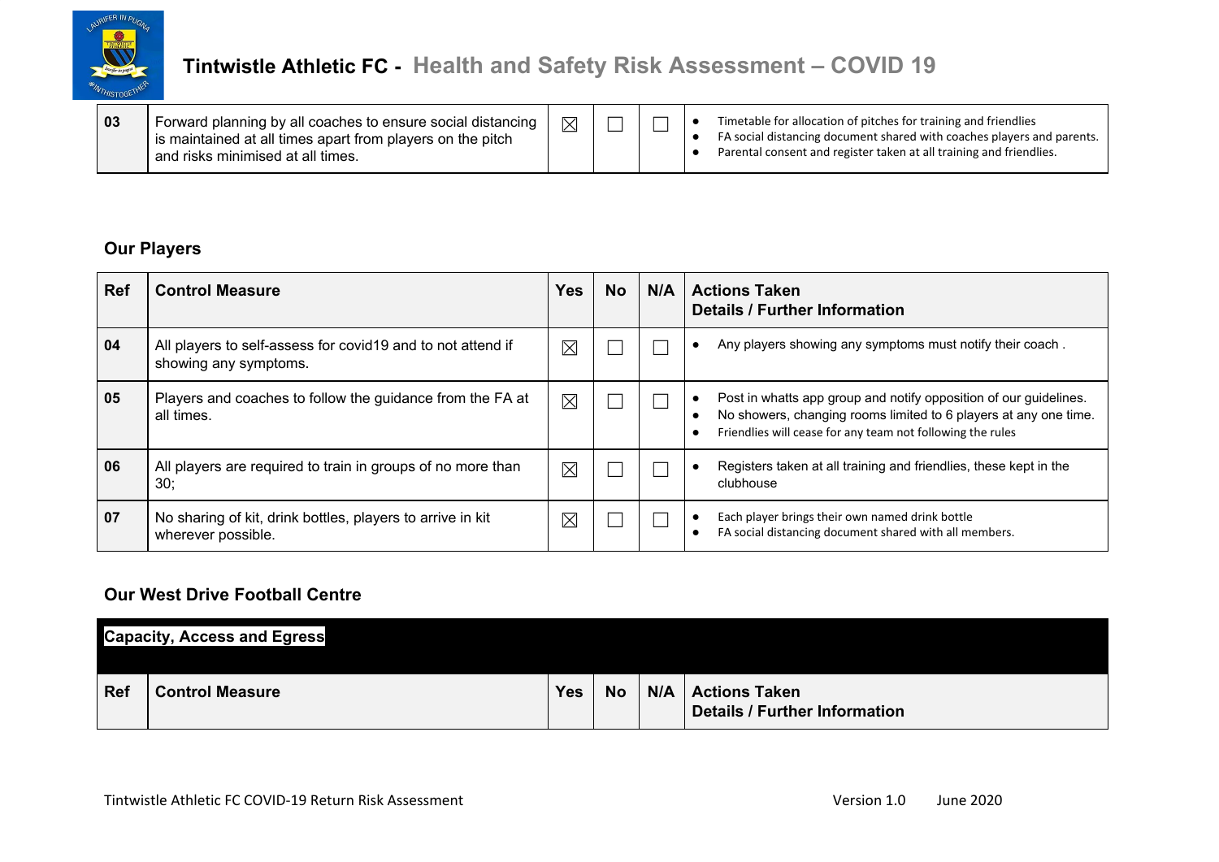| Ref | Control Measure | Yes | No | N/A | Actions Taken Details / Further Information |
|---|---|---|---|---|---|
| 03 | Forward planning by all coaches to ensure social distancing is maintained at all times apart from players on the pitch and risks minimised at all times. | ☒ | ☐ | ☐ | • Timetable for allocation of pitches for training and friendlies<br>• FA social distancing document shared with coaches players and parents.<br>• Parental consent and register taken at all training and friendlies. |

## Our Players

| Ref | Control Measure | Yes | No | N/A | Actions Taken Details / Further Information |
|---|---|---|---|---|---|
| 04 | All players to self-assess for covid19 and to not attend if showing any symptoms. | ☒ | ☐ | ☐ | • Any players showing any symptoms must notify their coach . |
| 05 | Players and coaches to follow the guidance from the FA at all times. | ☒ | ☐ | ☐ | • Post in whatts app group and notify opposition of our guidelines.<br>• No showers, changing rooms limited to 6 players at any one time.<br>• Friendlies will cease for any team not following the rules |
| 06 | All players are required to train in groups of no more than 30; | ☒ | ☐ | ☐ | • Registers taken at all training and friendlies, these kept in the clubhouse |
| 07 | No sharing of kit, drink bottles, players to arrive in kit wherever possible. | ☒ | ☐ | ☐ | • Each player brings their own named drink bottle<br>• FA social distancing document shared with all members. |

## Our West Drive Football Centre

**Capacity, Access and Egress**

| Ref | Control Measure | Yes | No | N/A | Actions Taken Details / Further Information |
|---|---|---|---|---|---|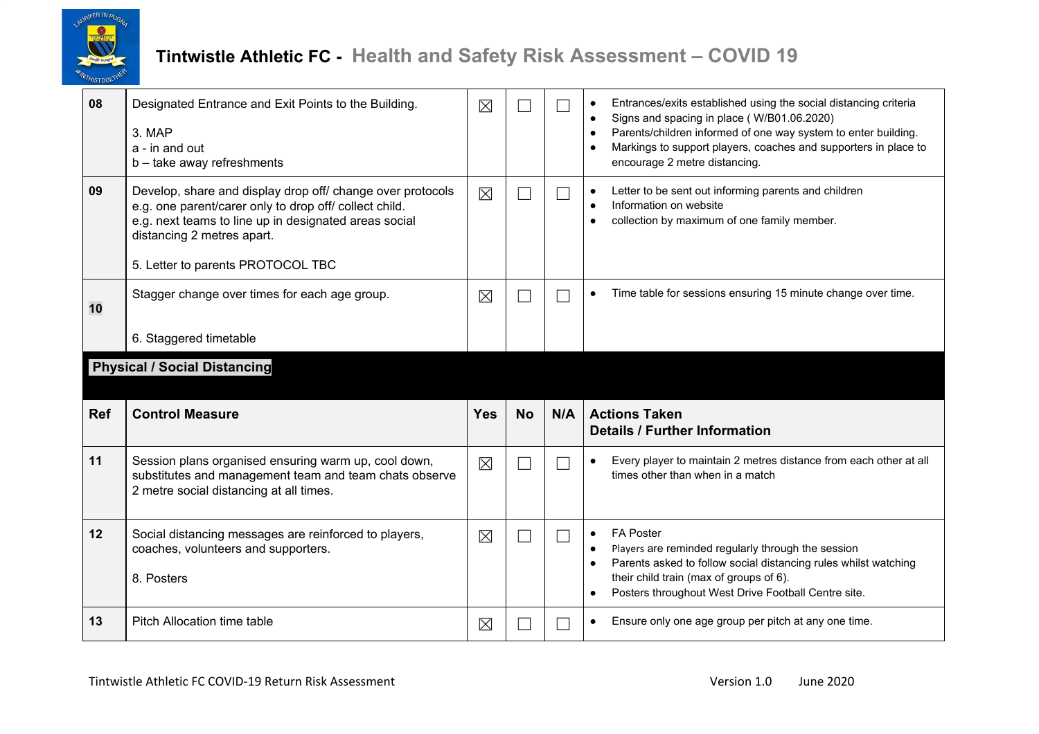| Ref | Control Measure | Yes | No | N/A | Actions Taken Details / Further Information |
|---|---|---|---|---|---|
| 08 | Designated Entrance and Exit Points to the Building.<br><br>3. MAP<br>a - in and out<br>b – take away refreshments | ☒ | ☐ | ☐ | • Entrances/exits established using the social distancing criteria<br>• Signs and spacing in place ( W/B01.06.2020)<br>• Parents/children informed of one way system to enter building.<br>• Markings to support players, coaches and supporters in place to encourage 2 metre distancing. |
| 09 | Develop, share and display drop off/ change over protocols e.g. one parent/carer only to drop off/ collect child.<br>e.g. next teams to line up in designated areas social distancing 2 metres apart.<br><br>5. Letter to parents PROTOCOL TBC | ☒ | ☐ | ☐ | • Letter to be sent out informing parents and children<br>• Information on website<br>• collection by maximum of one family member. |
| 10 | Stagger change over times for each age group.<br><br>6. Staggered timetable | ☒ | ☐ | ☐ | • Time table for sessions ensuring 15 minute change over time. |

**Physical / Social Distancing**

| Ref | Control Measure | Yes | No | N/A | Actions Taken Details / Further Information |
|---|---|---|---|---|---|
| 11 | Session plans organised ensuring warm up, cool down, substitutes and management team and team chats observe 2 metre social distancing at all times. | ☒ | ☐ | ☐ | • Every player to maintain 2 metres distance from each other at all times other than when in a match |
| 12 | Social distancing messages are reinforced to players, coaches, volunteers and supporters.<br><br>8. Posters | ☒ | ☐ | ☐ | • FA Poster<br>• Players are reminded regularly through the session<br>• Parents asked to follow social distancing rules whilst watching their child train (max of groups of 6).<br>• Posters throughout West Drive Football Centre site. |
| 13 | Pitch Allocation time table | ☒ | ☐ | ☐ | • Ensure only one age group per pitch at any one time. |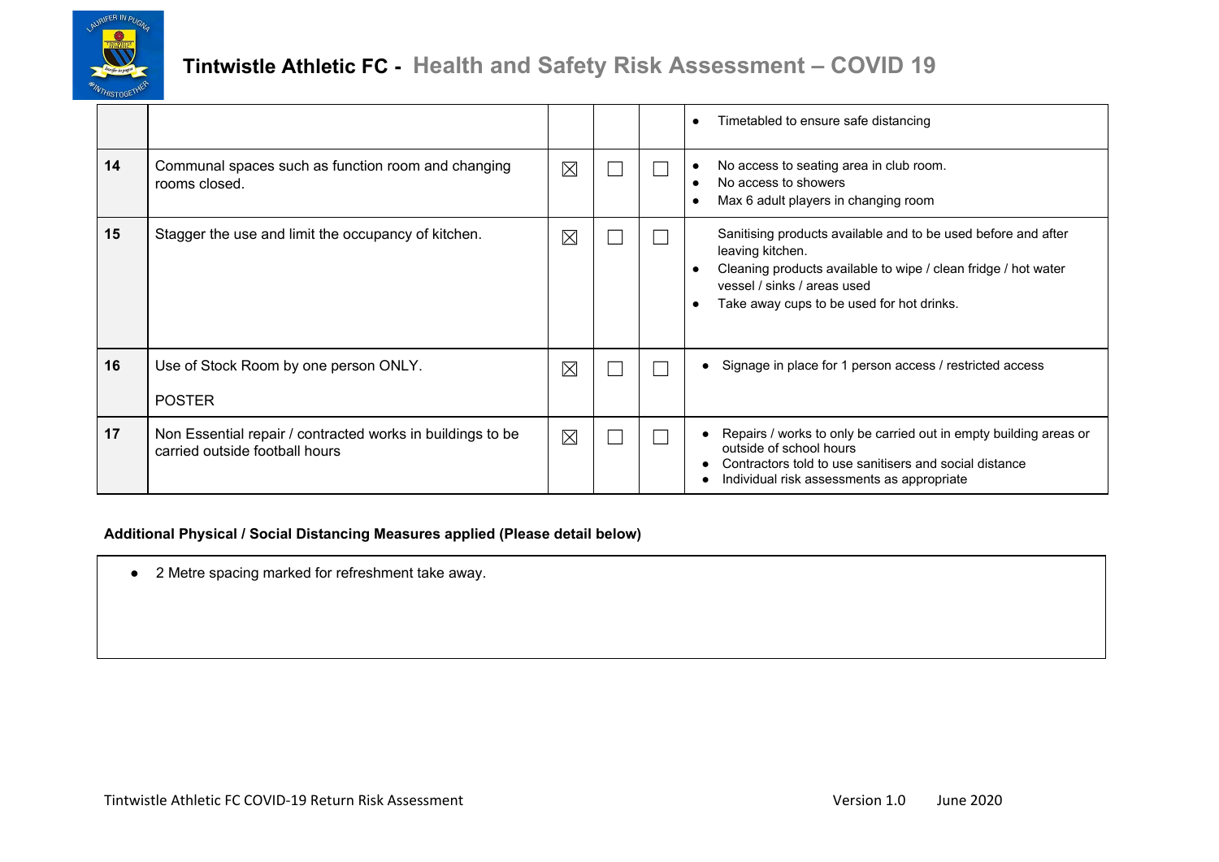| | | | | | |
|---|---|---|---|---|---|
| | | | | | • Timetabled to ensure safe distancing |
| 14 | Communal spaces such as function room and changing rooms closed. | ☒ | ☐ | ☐ | • No access to seating area in club room.<br>• No access to showers<br>• Max 6 adult players in changing room |
| 15 | Stagger the use and limit the occupancy of kitchen. | ☒ | ☐ | ☐ | Sanitising products available and to be used before and after leaving kitchen.<br>• Cleaning products available to wipe / clean fridge / hot water vessel / sinks / areas used<br>• Take away cups to be used for hot drinks. |
| 16 | Use of Stock Room by one person ONLY.<br><br>POSTER | ☒ | ☐ | ☐ | • Signage in place for 1 person access / restricted access |
| 17 | Non Essential repair / contracted works in buildings to be carried outside football hours | ☒ | ☐ | ☐ | • Repairs / works to only be carried out in empty building areas or outside of school hours<br>• Contractors told to use sanitisers and social distance<br>• Individual risk assessments as appropriate |

**Additional Physical / Social Distancing Measures applied (Please detail below)**

- 2 Metre spacing marked for refreshment take away.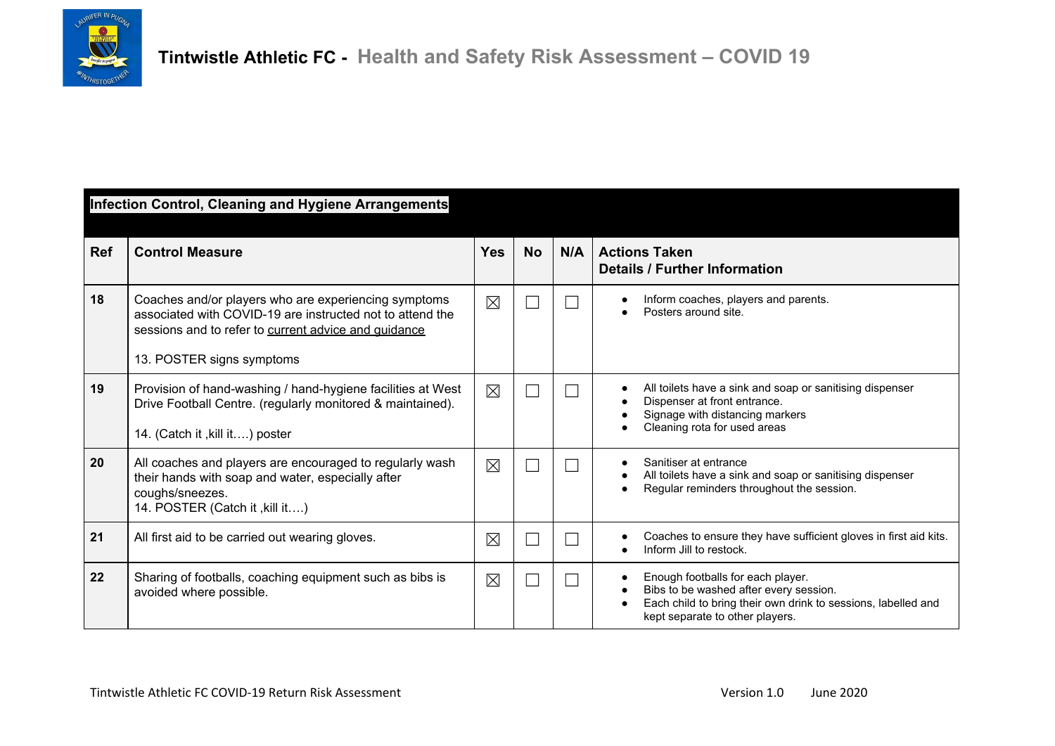# Tintwistle Athletic FC - Health and Safety Risk Assessment – COVID 19

| Ref | Control Measure | Yes | No | N/A | Actions Taken Details / Further Information |
|---|---|---|---|---|---|
| **Infection Control, Cleaning and Hygiene Arrangements** | | | | | |
| 18 | Coaches and/or players who are experiencing symptoms associated with COVID-19 are instructed not to attend the sessions and to refer to current advice and guidance<br><br>13. POSTER signs symptoms | ☒ | ☐ | ☐ | • Inform coaches, players and parents.<br>• Posters around site. |
| 19 | Provision of hand-washing / hand-hygiene facilities at West Drive Football Centre. (regularly monitored & maintained).<br><br>14. (Catch it ,kill it….) poster | ☒ | ☐ | ☐ | • All toilets have a sink and soap or sanitising dispenser<br>• Dispenser at front entrance.<br>• Signage with distancing markers<br>• Cleaning rota for used areas |
| 20 | All coaches and players are encouraged to regularly wash their hands with soap and water, especially after coughs/sneezes.<br>14. POSTER (Catch it ,kill it….) | ☒ | ☐ | ☐ | • Sanitiser at entrance<br>• All toilets have a sink and soap or sanitising dispenser<br>• Regular reminders throughout the session. |
| 21 | All first aid to be carried out wearing gloves. | ☒ | ☐ | ☐ | • Coaches to ensure they have sufficient gloves in first aid kits.<br>• Inform Jill to restock. |
| 22 | Sharing of footballs, coaching equipment such as bibs is avoided where possible. | ☒ | ☐ | ☐ | • Enough footballs for each player.<br>• Bibs to be washed after every session.<br>• Each child to bring their own drink to sessions, labelled and kept separate to other players. |

Tintwistle Athletic FC COVID-19 Return Risk Assessment — Version 1.0 — June 2020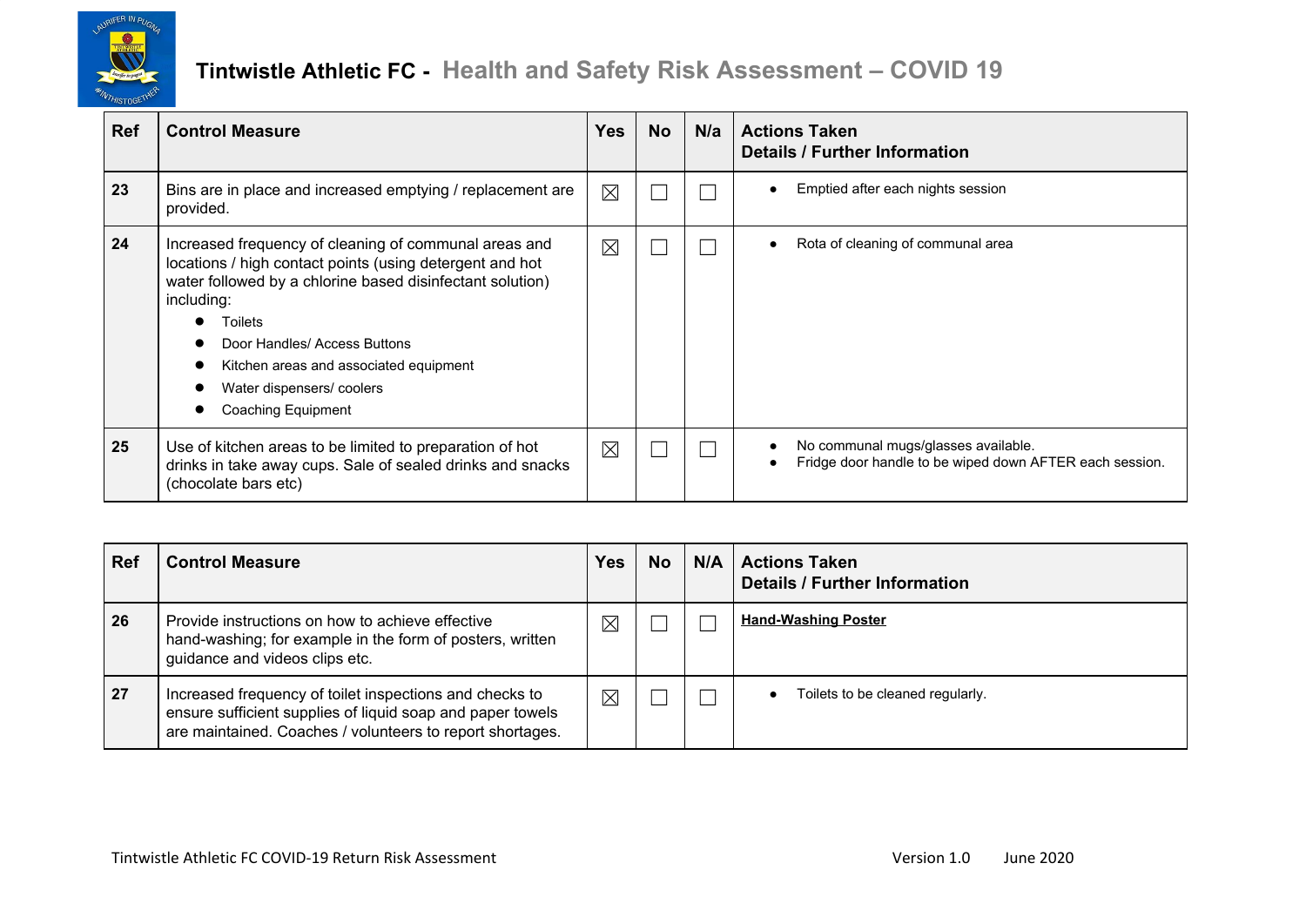# Tintwistle Athletic FC - Health and Safety Risk Assessment – COVID 19

| Ref | Control Measure | Yes | No | N/a | Actions Taken<br>Details / Further Information |
|---|---|---|---|---|---|
| 23 | Bins are in place and increased emptying / replacement are provided. | ☒ | ☐ | ☐ | • Emptied after each nights session |
| 24 | Increased frequency of cleaning of communal areas and locations / high contact points (using detergent and hot water followed by a chlorine based disinfectant solution) including:<br>• Toilets<br>• Door Handles/ Access Buttons<br>• Kitchen areas and associated equipment<br>• Water dispensers/ coolers<br>• Coaching Equipment | ☒ | ☐ | ☐ | • Rota of cleaning of communal area |
| 25 | Use of kitchen areas to be limited to preparation of hot drinks in take away cups. Sale of sealed drinks and snacks (chocolate bars etc) | ☒ | ☐ | ☐ | • No communal mugs/glasses available.<br>• Fridge door handle to be wiped down AFTER each session. |

| Ref | Control Measure | Yes | No | N/A | Actions Taken<br>Details / Further Information |
|---|---|---|---|---|---|
| 26 | Provide instructions on how to achieve effective hand-washing; for example in the form of posters, written guidance and videos clips etc. | ☒ | ☐ | ☐ | **Hand-Washing Poster** |
| 27 | Increased frequency of toilet inspections and checks to ensure sufficient supplies of liquid soap and paper towels are maintained. Coaches / volunteers to report shortages. | ☒ | ☐ | ☐ | • Toilets to be cleaned regularly. |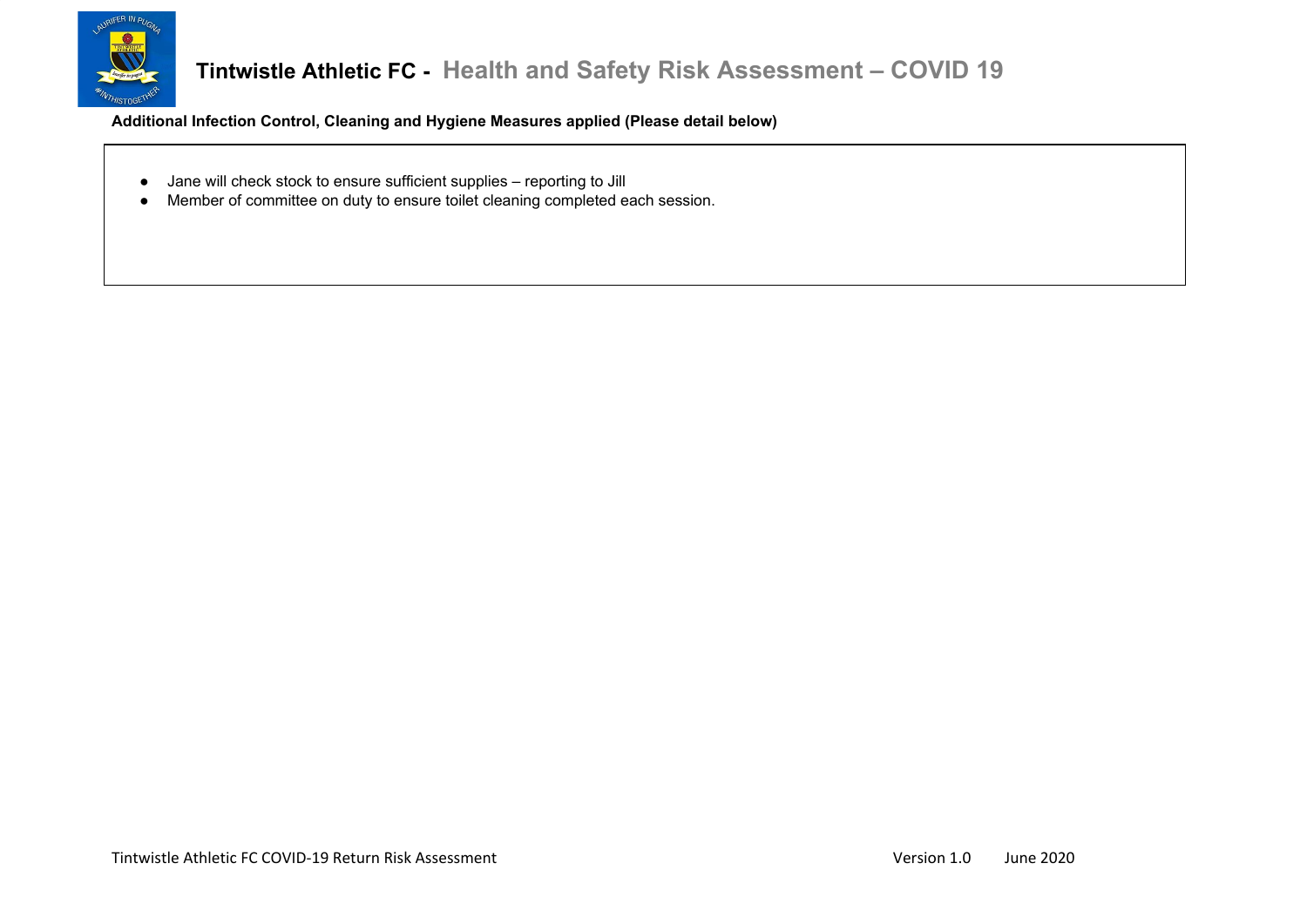**Additional Infection Control, Cleaning and Hygiene Measures applied (Please detail below)**

- Jane will check stock to ensure sufficient supplies – reporting to Jill
- Member of committee on duty to ensure toilet cleaning completed each session.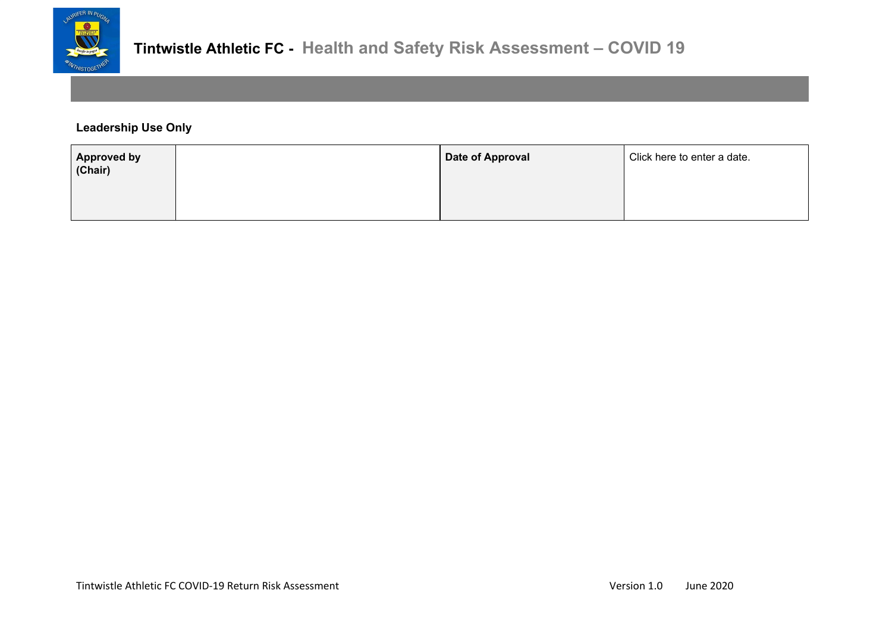**Leadership Use Only**

| | | | |
|---|---|---|---|
| **Approved by (Chair)** | | **Date of Approval** | Click here to enter a date. |